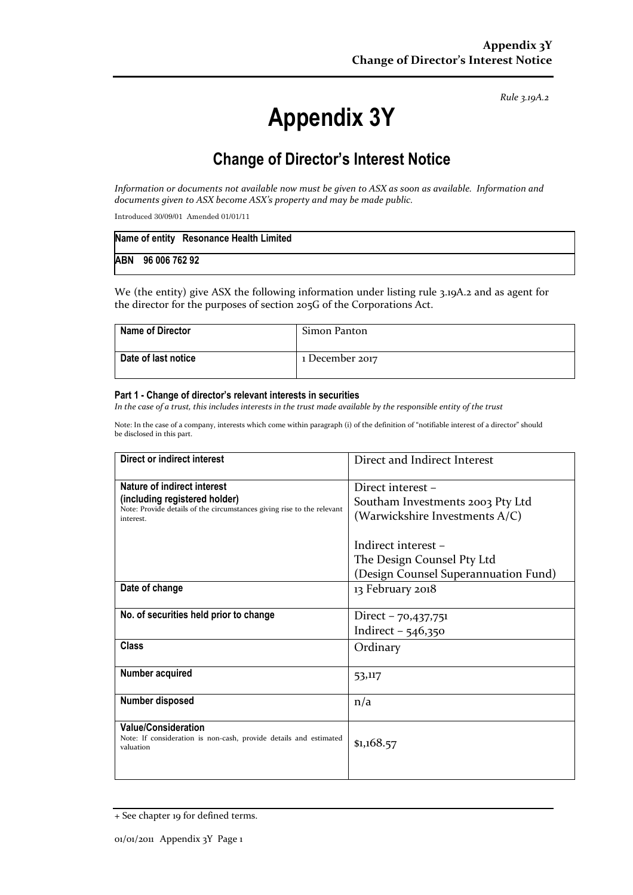*Rule 3.19A.2*

# Appendix 3Y

## Change of Director's Interest Notice

*Information or documents not available now must be given to ASX as soon as available. Information and documents given to ASX become ASX's property and may be made public.*

Introduced 30/09/01 Amended 01/01/11

| | |
|---|---|
| **Name of entity** | **Resonance Health Limited** |
| **ABN** | **96 006 762 92** |

We (the entity) give ASX the following information under listing rule 3.19A.2 and as agent for the director for the purposes of section 205G of the Corporations Act.

| | |
|---|---|
| **Name of Director** | Simon Panton |
| **Date of last notice** | 1 December 2017 |

#### Part 1 - Change of director's relevant interests in securities

*In the case of a trust, this includes interests in the trust made available by the responsible entity of the trust*

Note: In the case of a company, interests which come within paragraph (i) of the definition of "notifiable interest of a director" should be disclosed in this part.

| | |
|---|---|
| **Direct or indirect interest** | Direct and Indirect Interest |
| **Nature of indirect interest (including registered holder)**<br>Note: Provide details of the circumstances giving rise to the relevant interest. | Direct interest – Southam Investments 2003 Pty Ltd (Warwickshire Investments A/C)<br><br>Indirect interest – The Design Counsel Pty Ltd (Design Counsel Superannuation Fund) |
| **Date of change** | 13 February 2018 |
| **No. of securities held prior to change** | Direct – 70,437,751<br>Indirect – 546,350 |
| **Class** | Ordinary |
| **Number acquired** | 53,117 |
| **Number disposed** | n/a |
| **Value/Consideration**<br>Note: If consideration is non-cash, provide details and estimated valuation | $1,168.57 |

+ See chapter 19 for defined terms.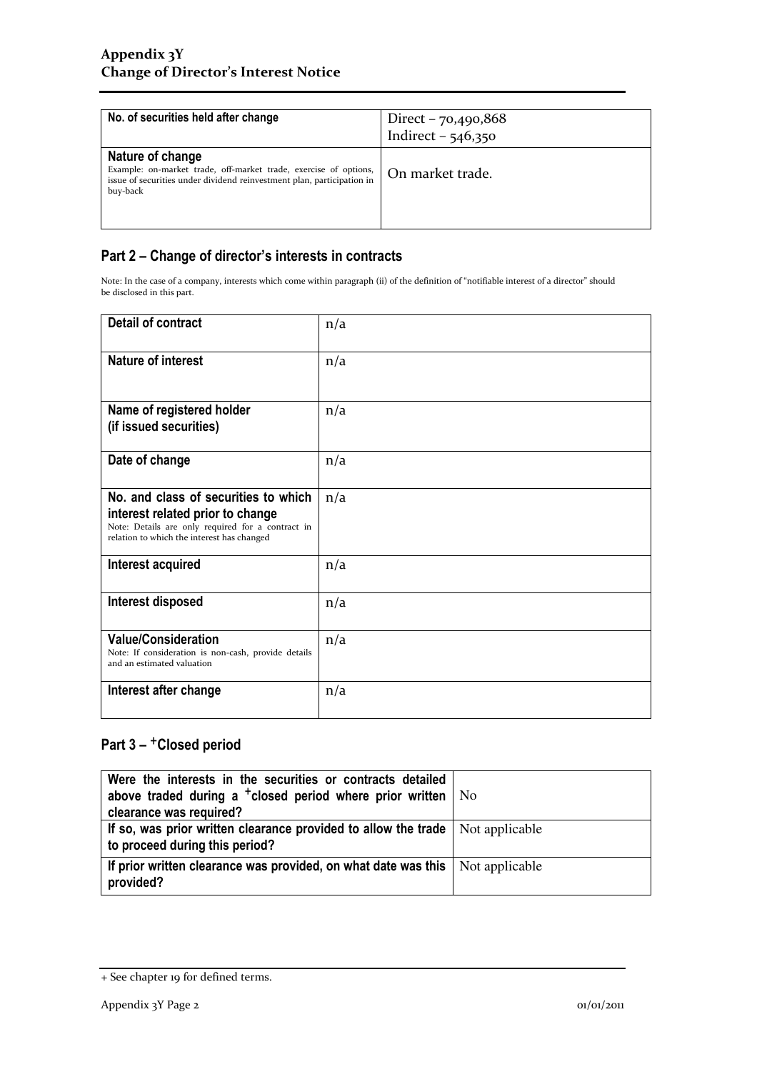| | |
|---|---|
| **No. of securities held after change** | Direct – 70,490,868<br>Indirect – 546,350 |
| **Nature of change**<br>Example: on-market trade, off-market trade, exercise of options, issue of securities under dividend reinvestment plan, participation in buy-back | On market trade. |

## Part 2 – Change of director's interests in contracts

Note: In the case of a company, interests which come within paragraph (ii) of the definition of "notifiable interest of a director" should be disclosed in this part.

| | |
|---|---|
| **Detail of contract** | n/a |
| **Nature of interest** | n/a |
| **Name of registered holder (if issued securities)** | n/a |
| **Date of change** | n/a |
| **No. and class of securities to which interest related prior to change**<br>Note: Details are only required for a contract in relation to which the interest has changed | n/a |
| **Interest acquired** | n/a |
| **Interest disposed** | n/a |
| **Value/Consideration**<br>Note: If consideration is non-cash, provide details and an estimated valuation | n/a |
| **Interest after change** | n/a |

## Part 3 – +Closed period

| | |
|---|---|
| **Were the interests in the securities or contracts detailed above traded during a +closed period where prior written clearance was required?** | No |
| **If so, was prior written clearance provided to allow the trade to proceed during this period?** | Not applicable |
| **If prior written clearance was provided, on what date was this provided?** | Not applicable |

+ See chapter 19 for defined terms.